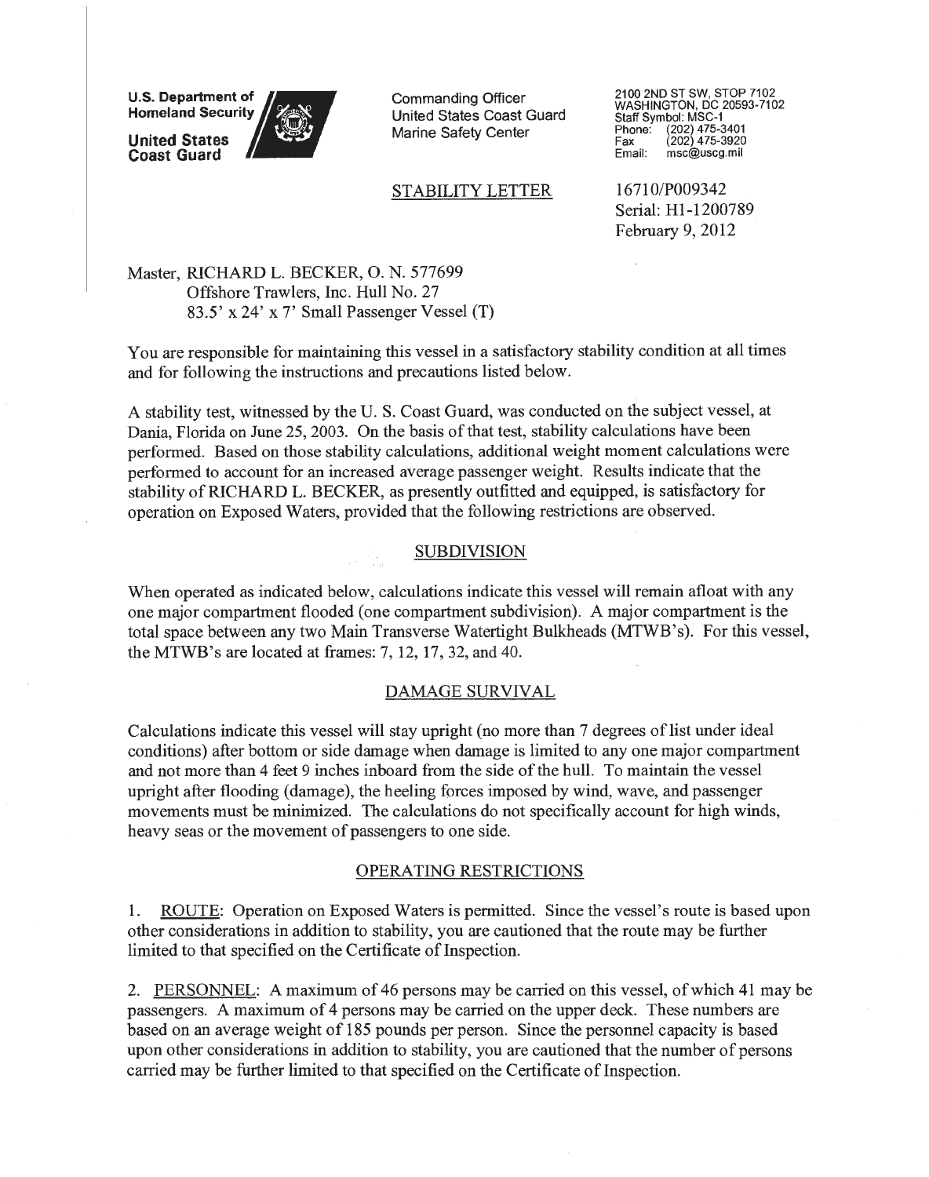U.S. Department of Homeland Security

United States Coast Guard

Commanding Officer
United States Coast Guard
Marine Safety Center

2100 2ND ST SW, STOP 7102
WASHINGTON, DC 20593-7102
Staff Symbol: MSC-1
Phone: (202) 475-3401
Fax (202) 475-3920
Email: msc@uscg.mil

STABILITY LETTER

16710/P009342
Serial: H1-1200789
February 9, 2012

Master, RICHARD L. BECKER, O. N. 577699
Offshore Trawlers, Inc. Hull No. 27
83.5' x 24' x 7' Small Passenger Vessel (T)

You are responsible for maintaining this vessel in a satisfactory stability condition at all times and for following the instructions and precautions listed below.

A stability test, witnessed by the U. S. Coast Guard, was conducted on the subject vessel, at Dania, Florida on June 25, 2003. On the basis of that test, stability calculations have been performed. Based on those stability calculations, additional weight moment calculations were performed to account for an increased average passenger weight. Results indicate that the stability of RICHARD L. BECKER, as presently outfitted and equipped, is satisfactory for operation on Exposed Waters, provided that the following restrictions are observed.

## SUBDIVISION

When operated as indicated below, calculations indicate this vessel will remain afloat with any one major compartment flooded (one compartment subdivision). A major compartment is the total space between any two Main Transverse Watertight Bulkheads (MTWB's). For this vessel, the MTWB's are located at frames: 7, 12, 17, 32, and 40.

## DAMAGE SURVIVAL

Calculations indicate this vessel will stay upright (no more than 7 degrees of list under ideal conditions) after bottom or side damage when damage is limited to any one major compartment and not more than 4 feet 9 inches inboard from the side of the hull. To maintain the vessel upright after flooding (damage), the heeling forces imposed by wind, wave, and passenger movements must be minimized. The calculations do not specifically account for high winds, heavy seas or the movement of passengers to one side.

## OPERATING RESTRICTIONS

1. ROUTE: Operation on Exposed Waters is permitted. Since the vessel's route is based upon other considerations in addition to stability, you are cautioned that the route may be further limited to that specified on the Certificate of Inspection.

2. PERSONNEL: A maximum of 46 persons may be carried on this vessel, of which 41 may be passengers. A maximum of 4 persons may be carried on the upper deck. These numbers are based on an average weight of 185 pounds per person. Since the personnel capacity is based upon other considerations in addition to stability, you are cautioned that the number of persons carried may be further limited to that specified on the Certificate of Inspection.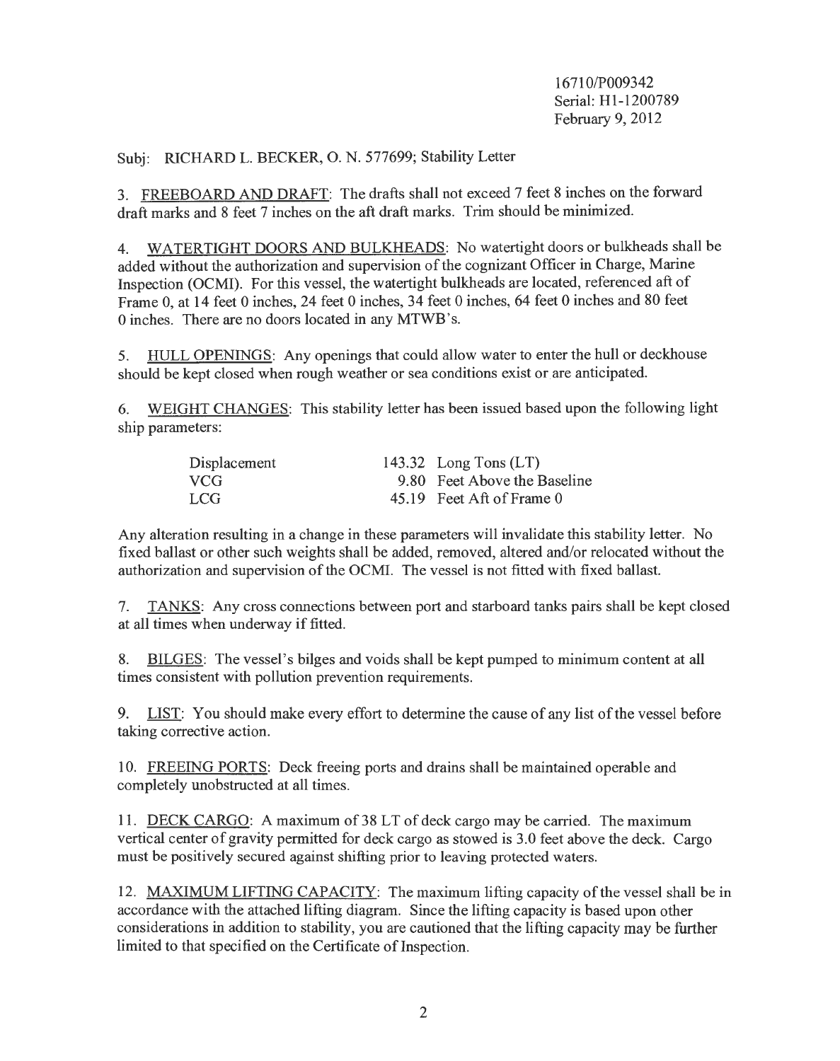16710/P009342
Serial: H1-1200789
February 9, 2012

Subj: RICHARD L. BECKER, O. N. 577699; Stability Letter

3. FREEBOARD AND DRAFT: The drafts shall not exceed 7 feet 8 inches on the forward draft marks and 8 feet 7 inches on the aft draft marks. Trim should be minimized.

4. WATERTIGHT DOORS AND BULKHEADS: No watertight doors or bulkheads shall be added without the authorization and supervision of the cognizant Officer in Charge, Marine Inspection (OCMI). For this vessel, the watertight bulkheads are located, referenced aft of Frame 0, at 14 feet 0 inches, 24 feet 0 inches, 34 feet 0 inches, 64 feet 0 inches and 80 feet 0 inches. There are no doors located in any MTWB's.

5. HULL OPENINGS: Any openings that could allow water to enter the hull or deckhouse should be kept closed when rough weather or sea conditions exist or are anticipated.

6. WEIGHT CHANGES: This stability letter has been issued based upon the following light ship parameters:

| | | |
|---|---|---|
| Displacement | 143.32 | Long Tons (LT) |
| VCG | 9.80 | Feet Above the Baseline |
| LCG | 45.19 | Feet Aft of Frame 0 |

Any alteration resulting in a change in these parameters will invalidate this stability letter. No fixed ballast or other such weights shall be added, removed, altered and/or relocated without the authorization and supervision of the OCMI. The vessel is not fitted with fixed ballast.

7. TANKS: Any cross connections between port and starboard tanks pairs shall be kept closed at all times when underway if fitted.

8. BILGES: The vessel's bilges and voids shall be kept pumped to minimum content at all times consistent with pollution prevention requirements.

9. LIST: You should make every effort to determine the cause of any list of the vessel before taking corrective action.

10. FREEING PORTS: Deck freeing ports and drains shall be maintained operable and completely unobstructed at all times.

11. DECK CARGO: A maximum of 38 LT of deck cargo may be carried. The maximum vertical center of gravity permitted for deck cargo as stowed is 3.0 feet above the deck. Cargo must be positively secured against shifting prior to leaving protected waters.

12. MAXIMUM LIFTING CAPACITY: The maximum lifting capacity of the vessel shall be in accordance with the attached lifting diagram. Since the lifting capacity is based upon other considerations in addition to stability, you are cautioned that the lifting capacity may be further limited to that specified on the Certificate of Inspection.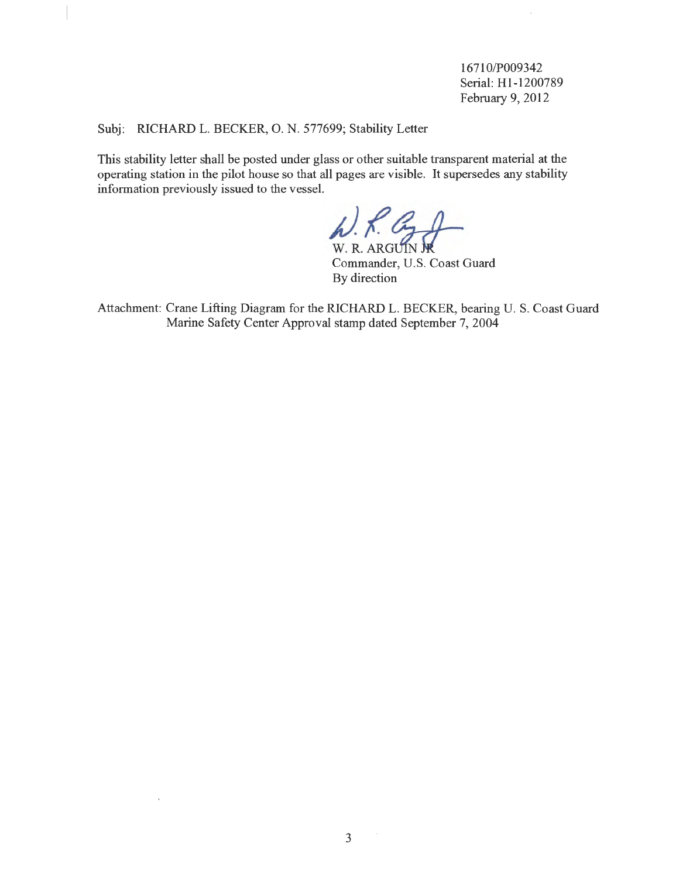16710/P009342
Serial: H1-1200789
February 9, 2012

Subj: RICHARD L. BECKER, O. N. 577699; Stability Letter

This stability letter shall be posted under glass or other suitable transparent material at the operating station in the pilot house so that all pages are visible. It supersedes any stability information previously issued to the vessel.

W. R. ARGUIN JR
Commander, U.S. Coast Guard
By direction

Attachment: Crane Lifting Diagram for the RICHARD L. BECKER, bearing U. S. Coast Guard Marine Safety Center Approval stamp dated September 7, 2004